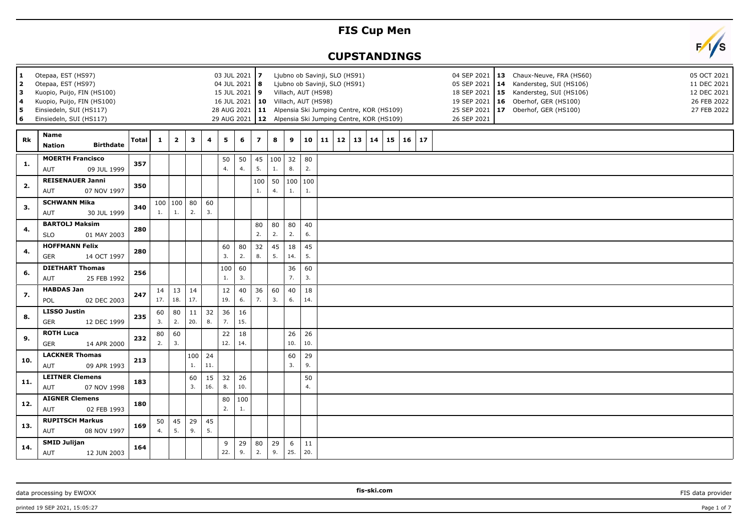# FIS Cup Men

## CUPSTANDINGS

| # | Venue | Date | # | Venue | Date | # | Venue | Date |
|---|---|---|---|---|---|---|---|---|
| 1 | Otepaa, EST (HS97) | 03 JUL 2021 | 7 | Ljubno ob Savinji, SLO (HS91) | 04 SEP 2021 | 13 | Chaux-Neuve, FRA (HS60) | 05 OCT 2021 |
| 2 | Otepaa, EST (HS97) | 04 JUL 2021 | 8 | Ljubno ob Savinji, SLO (HS91) | 05 SEP 2021 | 14 | Kandersteg, SUI (HS106) | 11 DEC 2021 |
| 3 | Kuopio, Puijo, FIN (HS100) | 15 JUL 2021 | 9 | Villach, AUT (HS98) | 18 SEP 2021 | 15 | Kandersteg, SUI (HS106) | 12 DEC 2021 |
| 4 | Kuopio, Puijo, FIN (HS100) | 16 JUL 2021 | 10 | Villach, AUT (HS98) | 19 SEP 2021 | 16 | Oberhof, GER (HS100) | 26 FEB 2022 |
| 5 | Einsiedeln, SUI (HS117) | 28 AUG 2021 | 11 | Alpensia Ski Jumping Centre, KOR (HS109) | 25 SEP 2021 | 17 | Oberhof, GER (HS100) | 27 FEB 2022 |
| 6 | Einsiedeln, SUI (HS117) | 29 AUG 2021 | 12 | Alpensia Ski Jumping Centre, KOR (HS109) | 26 SEP 2021 | | | |

| Rk | Name / Nation / Birthdate | Total | 1 | 2 | 3 | 4 | 5 | 6 | 7 | 8 | 9 | 10 | 11 | 12 | 13 | 14 | 15 | 16 | 17 |
|---|---|---|---|---|---|---|---|---|---|---|---|---|---|---|---|---|---|---|---|
| 1. | **MOERTH Francisco** AUT 09 JUL 1999 | 357 | | | | | 50 4. | 50 4. | 45 5. | 100 1. | 32 8. | 80 2. | | | | | | | |
| 2. | **REISENAUER Janni** AUT 07 NOV 1997 | 350 | | | | | | | 100 1. | 50 4. | 100 1. | 100 1. | | | | | | | |
| 3. | **SCHWANN Mika** AUT 30 JUL 1999 | 340 | 100 1. | 100 1. | 80 2. | 60 3. | | | | | | | | | | | | | |
| 4. | **BARTOLJ Maksim** SLO 01 MAY 2003 | 280 | | | | | | | 80 2. | 80 2. | 80 2. | 40 6. | | | | | | | |
| 4. | **HOFFMANN Felix** GER 14 OCT 1997 | 280 | | | | | 60 3. | 80 2. | 32 8. | 45 5. | 18 14. | 45 5. | | | | | | | |
| 6. | **DIETHART Thomas** AUT 25 FEB 1992 | 256 | | | | | 100 1. | 60 3. | | | 36 7. | 60 3. | | | | | | | |
| 7. | **HABDAS Jan** POL 02 DEC 2003 | 247 | 14 17. | 13 18. | 14 17. | | 12 19. | 40 6. | 36 7. | 60 3. | 40 6. | 18 14. | | | | | | | |
| 8. | **LISSO Justin** GER 12 DEC 1999 | 235 | 60 3. | 80 2. | 11 20. | 32 8. | 36 7. | 16 15. | | | | | | | | | | | |
| 9. | **ROTH Luca** GER 14 APR 2000 | 232 | 80 2. | 60 3. | | | 22 12. | 18 14. | | | 26 10. | 26 10. | | | | | | | |
| 10. | **LACKNER Thomas** AUT 09 APR 1993 | 213 | | | 100 1. | 24 11. | | | | | 60 3. | 29 9. | | | | | | | |
| 11. | **LEITNER Clemens** AUT 07 NOV 1998 | 183 | | | 60 3. | 15 16. | 32 8. | 26 10. | | | | 50 4. | | | | | | | |
| 12. | **AIGNER Clemens** AUT 02 FEB 1993 | 180 | | | | | 80 2. | 100 1. | | | | | | | | | | | |
| 13. | **RUPITSCH Markus** AUT 08 NOV 1997 | 169 | 50 4. | 45 5. | 29 9. | 45 5. | | | | | | | | | | | | | |
| 14. | **SMID Julijan** AUT 12 JUN 2003 | 164 | | | | | 9 22. | 29 9. | 80 2. | 29 9. | 6 25. | 11 20. | | | | | | | |

data processing by EWOXX — fis-ski.com — FIS data provider

printed 19 SEP 2021, 15:05:27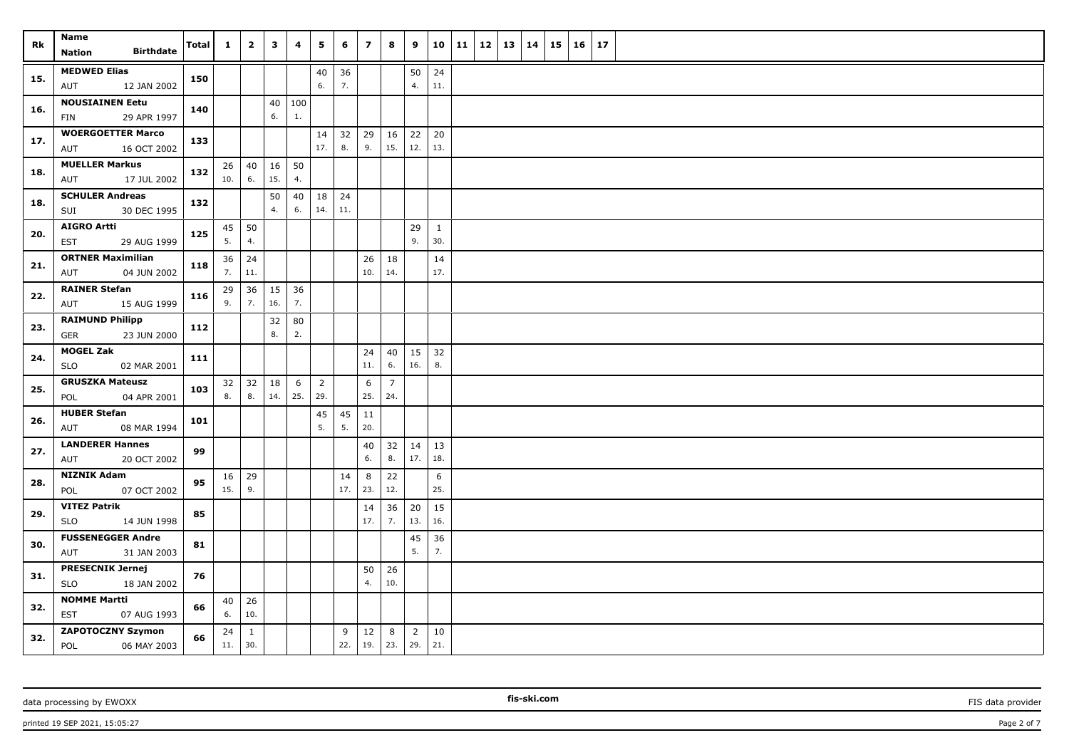| Rk | Name<br>Nation Birthdate | Total | 1 | 2 | 3 | 4 | 5 | 6 | 7 | 8 | 9 | 10 | 11 | 12 | 13 | 14 | 15 | 16 | 17 |
|---|---|---|---|---|---|---|---|---|---|---|---|---|---|---|---|---|---|---|---|
| 15. | **MEDWED Elias**<br>AUT 12 JAN 2002 | **150** | | | | | 40<br>6. | 36<br>7. | | | 50<br>4. | 24<br>11. | | | | | | | |
| 16. | **NOUSIAINEN Eetu**<br>FIN 29 APR 1997 | **140** | | | 40<br>6. | 100<br>1. | | | | | | | | | | | | | |
| 17. | **WOERGOETTER Marco**<br>AUT 16 OCT 2002 | **133** | | | | | 14<br>17. | 32<br>8. | 29<br>9. | 16<br>15. | 22<br>12. | 20<br>13. | | | | | | | |
| 18. | **MUELLER Markus**<br>AUT 17 JUL 2002 | **132** | 26<br>10. | 40<br>6. | 16<br>15. | 50<br>4. | | | | | | | | | | | | | |
| 18. | **SCHULER Andreas**<br>SUI 30 DEC 1995 | **132** | | | 50<br>4. | 40<br>6. | 18<br>14. | 24<br>11. | | | | | | | | | | | |
| 20. | **AIGRO Artti**<br>EST 29 AUG 1999 | **125** | 45<br>5. | 50<br>4. | | | | | | | 29<br>9. | 1<br>30. | | | | | | | |
| 21. | **ORTNER Maximilian**<br>AUT 04 JUN 2002 | **118** | 36<br>7. | 24<br>11. | | | | | 26<br>10. | 18<br>14. | | 14<br>17. | | | | | | | |
| 22. | **RAINER Stefan**<br>AUT 15 AUG 1999 | **116** | 29<br>9. | 36<br>7. | 15<br>16. | 36<br>7. | | | | | | | | | | | | | |
| 23. | **RAIMUND Philipp**<br>GER 23 JUN 2000 | **112** | | | 32<br>8. | 80<br>2. | | | | | | | | | | | | | |
| 24. | **MOGEL Zak**<br>SLO 02 MAR 2001 | **111** | | | | | | | 24<br>11. | 40<br>6. | 15<br>16. | 32<br>8. | | | | | | | |
| 25. | **GRUSZKA Mateusz**<br>POL 04 APR 2001 | **103** | 32<br>8. | 32<br>8. | 18<br>14. | 6<br>25. | 2<br>29. | | 6<br>25. | 7<br>24. | | | | | | | | | |
| 26. | **HUBER Stefan**<br>AUT 08 MAR 1994 | **101** | | | | | 45<br>5. | 45<br>5. | 11<br>20. | | | | | | | | | | |
| 27. | **LANDERER Hannes**<br>AUT 20 OCT 2002 | **99** | | | | | | | 40<br>6. | 32<br>8. | 14<br>17. | 13<br>18. | | | | | | | |
| 28. | **NIZNIK Adam**<br>POL 07 OCT 2002 | **95** | 16<br>15. | 29<br>9. | | | | 14<br>17. | 8<br>23. | 22<br>12. | | 6<br>25. | | | | | | | |
| 29. | **VITEZ Patrik**<br>SLO 14 JUN 1998 | **85** | | | | | | | 14<br>17. | 36<br>7. | 20<br>13. | 15<br>16. | | | | | | | |
| 30. | **FUSSENEGGER Andre**<br>AUT 31 JAN 2003 | **81** | | | | | | | | | 45<br>5. | 36<br>7. | | | | | | | |
| 31. | **PRESECNIK Jernej**<br>SLO 18 JAN 2002 | **76** | | | | | | | 50<br>4. | 26<br>10. | | | | | | | | | |
| 32. | **NOMME Martti**<br>EST 07 AUG 1993 | **66** | 40<br>6. | 26<br>10. | | | | | | | | | | | | | | | |
| 32. | **ZAPOTOCZNY Szymon**<br>POL 06 MAY 2003 | **66** | 24<br>11. | 1<br>30. | | | | 9<br>22. | 12<br>19. | 8<br>23. | 2<br>29. | 10<br>21. | | | | | | | |

data processing by EWOXX | fis-ski.com | FIS data provider

printed 19 SEP 2021, 15:05:27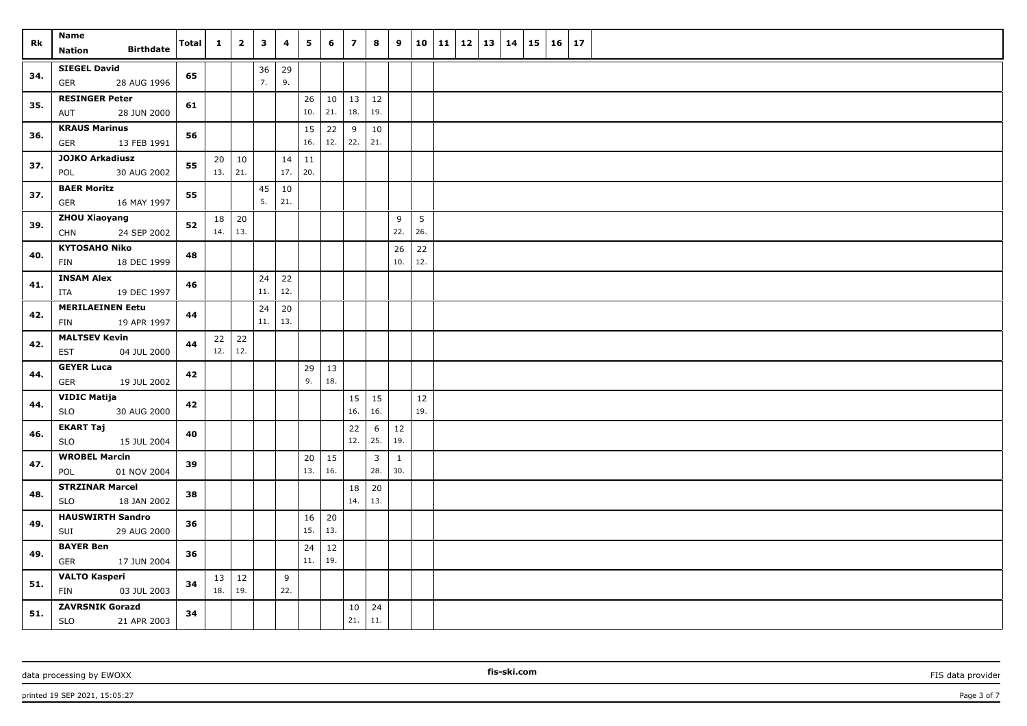| Rk | Name<br>Nation Birthdate | Total | 1 | 2 | 3 | 4 | 5 | 6 | 7 | 8 | 9 | 10 | 11 | 12 | 13 | 14 | 15 | 16 | 17 |
|---|---|---|---|---|---|---|---|---|---|---|---|---|---|---|---|---|---|---|---|
| 34. | **SIEGEL David**<br>GER 28 AUG 1996 | 65 | | | 36<br>7. | 29<br>9. | | | | | | | | | | | | | |
| 35. | **RESINGER Peter**<br>AUT 28 JUN 2000 | 61 | | | | | 26<br>10. | 10<br>21. | 13<br>18. | 12<br>19. | | | | | | | | | |
| 36. | **KRAUS Marinus**<br>GER 13 FEB 1991 | 56 | | | | | 15<br>16. | 22<br>12. | 9<br>22. | 10<br>21. | | | | | | | | | |
| 37. | **JOJKO Arkadiusz**<br>POL 30 AUG 2002 | 55 | 20<br>13. | 10<br>21. | | 14<br>17. | 11<br>20. | | | | | | | | | | | | |
| 37. | **BAER Moritz**<br>GER 16 MAY 1997 | 55 | | | 45<br>5. | 10<br>21. | | | | | | | | | | | | | |
| 39. | **ZHOU Xiaoyang**<br>CHN 24 SEP 2002 | 52 | 18<br>14. | 20<br>13. | | | | | | | 9<br>22. | 5<br>26. | | | | | | | |
| 40. | **KYTOSAHO Niko**<br>FIN 18 DEC 1999 | 48 | | | | | | | | | 26<br>10. | 22<br>12. | | | | | | | |
| 41. | **INSAM Alex**<br>ITA 19 DEC 1997 | 46 | | | 24<br>11. | 22<br>12. | | | | | | | | | | | | | |
| 42. | **MERILAEINEN Eetu**<br>FIN 19 APR 1997 | 44 | | | 24<br>11. | 20<br>13. | | | | | | | | | | | | | |
| 42. | **MALTSEV Kevin**<br>EST 04 JUL 2000 | 44 | 22<br>12. | 22<br>12. | | | | | | | | | | | | | | | |
| 44. | **GEYER Luca**<br>GER 19 JUL 2002 | 42 | | | | | 29<br>9. | 13<br>18. | | | | | | | | | | | |
| 44. | **VIDIC Matija**<br>SLO 30 AUG 2000 | 42 | | | | | | | 15<br>16. | 15<br>16. | | 12<br>19. | | | | | | | |
| 46. | **EKART Taj**<br>SLO 15 JUL 2004 | 40 | | | | | | | 22<br>12. | 6<br>25. | 12<br>19. | | | | | | | | |
| 47. | **WROBEL Marcin**<br>POL 01 NOV 2004 | 39 | | | | | 20<br>13. | 15<br>16. | | 3<br>28. | 1<br>30. | | | | | | | | |
| 48. | **STRZINAR Marcel**<br>SLO 18 JAN 2002 | 38 | | | | | | | 18<br>14. | 20<br>13. | | | | | | | | | |
| 49. | **HAUSWIRTH Sandro**<br>SUI 29 AUG 2000 | 36 | | | | | 16<br>15. | 20<br>13. | | | | | | | | | | | |
| 49. | **BAYER Ben**<br>GER 17 JUN 2004 | 36 | | | | | 24<br>11. | 12<br>19. | | | | | | | | | | | |
| 51. | **VALTO Kasperi**<br>FIN 03 JUL 2003 | 34 | 13<br>18. | 12<br>19. | | 9<br>22. | | | | | | | | | | | | | |
| 51. | **ZAVRSNIK Gorazd**<br>SLO 21 APR 2003 | 34 | | | | | | | 10<br>21. | 24<br>11. | | | | | | | | | |

data processing by EWOXX | fis-ski.com | FIS data provider

printed 19 SEP 2021, 15:05:27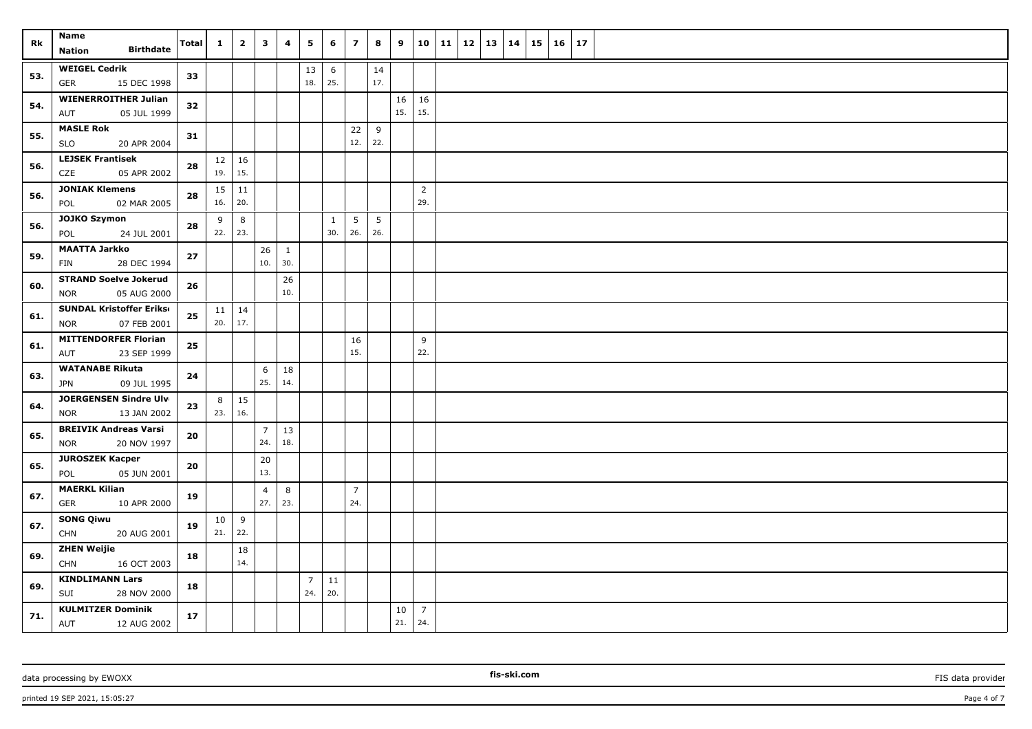| Rk | Name / Nation / Birthdate | Total | 1 | 2 | 3 | 4 | 5 | 6 | 7 | 8 | 9 | 10 | 11 | 12 | 13 | 14 | 15 | 16 | 17 |
|---|---|---|---|---|---|---|---|---|---|---|---|---|---|---|---|---|---|---|---|
| 53. | WEIGEL Cedrik GER 15 DEC 1998 | 33 | | | | | 13 18. | 6 25. | | 14 17. | | | | | | | | | |
| 54. | WIENERROITHER Julian AUT 05 JUL 1999 | 32 | | | | | | | | | 16 15. | 16 15. | | | | | | | |
| 55. | MASLE Rok SLO 20 APR 2004 | 31 | | | | | | | 22 12. | 9 22. | | | | | | | | | |
| 56. | LEJSEK Frantisek CZE 05 APR 2002 | 28 | 12 19. | 16 15. | | | | | | | | | | | | | | | |
| 56. | JONIAK Klemens POL 02 MAR 2005 | 28 | 15 16. | 11 20. | | | | | | | | 2 29. | | | | | | | |
| 56. | JOJKO Szymon POL 24 JUL 2001 | 28 | 9 22. | 8 23. | | | | 1 30. | 5 26. | 5 26. | | | | | | | | | |
| 59. | MAATTA Jarkko FIN 28 DEC 1994 | 27 | | | 26 10. | 1 30. | | | | | | | | | | | | | |
| 60. | STRAND Soelve Jokerud NOR 05 AUG 2000 | 26 | | | | 26 10. | | | | | | | | | | | | | |
| 61. | SUNDAL Kristoffer Eriks NOR 07 FEB 2001 | 25 | 11 20. | 14 17. | | | | | | | | | | | | | | | |
| 61. | MITTENDORFER Florian AUT 23 SEP 1999 | 25 | | | | | | | 16 15. | | | 9 22. | | | | | | | |
| 63. | WATANABE Rikuta JPN 09 JUL 1995 | 24 | | | 6 25. | 18 14. | | | | | | | | | | | | | |
| 64. | JOERGENSEN Sindre Ulv NOR 13 JAN 2002 | 23 | 8 23. | 15 16. | | | | | | | | | | | | | | | |
| 65. | BREIVIK Andreas Varsi NOR 20 NOV 1997 | 20 | | | 7 24. | 13 18. | | | | | | | | | | | | | |
| 65. | JUROSZEK Kacper POL 05 JUN 2001 | 20 | | | 20 13. | | | | | | | | | | | | | | |
| 67. | MAERKL Kilian GER 10 APR 2000 | 19 | | | 4 27. | 8 23. | | | 7 24. | | | | | | | | | | |
| 67. | SONG Qiwu CHN 20 AUG 2001 | 19 | 10 21. | 9 22. | | | | | | | | | | | | | | | |
| 69. | ZHEN Weijie CHN 16 OCT 2003 | 18 | | 18 14. | | | | | | | | | | | | | | | |
| 69. | KINDLIMANN Lars SUI 28 NOV 2000 | 18 | | | | | 7 24. | 11 20. | | | | | | | | | | | |
| 71. | KULMITZER Dominik AUT 12 AUG 2002 | 17 | | | | | | | | | 10 21. | 7 24. | | | | | | | |

data processing by EWOXX | fis-ski.com | FIS data provider

printed 19 SEP 2021, 15:05:27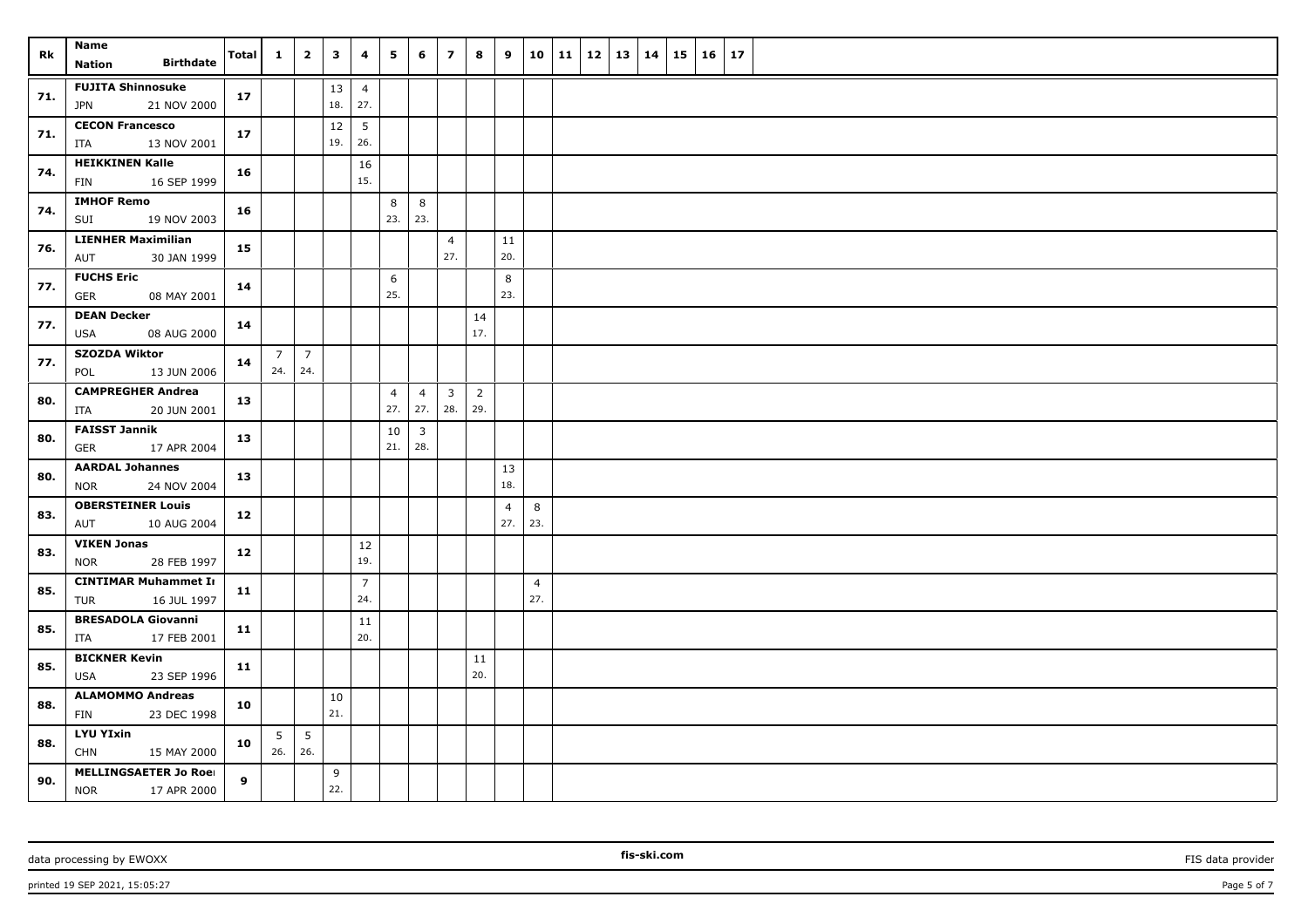| Rk | Name<br>Nation Birthdate | Total | 1 | 2 | 3 | 4 | 5 | 6 | 7 | 8 | 9 | 10 | 11 | 12 | 13 | 14 | 15 | 16 | 17 |
|---|---|---|---|---|---|---|---|---|---|---|---|---|---|---|---|---|---|---|---|
| 71. | FUJITA Shinnosuke<br>JPN 21 NOV 2000 | 17 | | | 13<br>18. | 4<br>27. | | | | | | | | | | | | | |
| 71. | CECON Francesco<br>ITA 13 NOV 2001 | 17 | | | 12<br>19. | 5<br>26. | | | | | | | | | | | | | |
| 74. | HEIKKINEN Kalle<br>FIN 16 SEP 1999 | 16 | | | | 16<br>15. | | | | | | | | | | | | | |
| 74. | IMHOF Remo<br>SUI 19 NOV 2003 | 16 | | | | | 8<br>23. | 8<br>23. | | | | | | | | | | | |
| 76. | LIENHER Maximilian<br>AUT 30 JAN 1999 | 15 | | | | | | | 4<br>27. | | 11<br>20. | | | | | | | | |
| 77. | FUCHS Eric<br>GER 08 MAY 2001 | 14 | | | | | 6<br>25. | | | | 8<br>23. | | | | | | | | |
| 77. | DEAN Decker<br>USA 08 AUG 2000 | 14 | | | | | | | | 14<br>17. | | | | | | | | | |
| 77. | SZOZDA Wiktor<br>POL 13 JUN 2006 | 14 | 7<br>24. | 7<br>24. | | | | | | | | | | | | | | | |
| 80. | CAMPREGHER Andrea<br>ITA 20 JUN 2001 | 13 | | | | | 4<br>27. | 4<br>27. | 3<br>28. | 2<br>29. | | | | | | | | | |
| 80. | FAISST Jannik<br>GER 17 APR 2004 | 13 | | | | | 10<br>21. | 3<br>28. | | | | | | | | | | | |
| 80. | AARDAL Johannes<br>NOR 24 NOV 2004 | 13 | | | | | | | | | 13<br>18. | | | | | | | | |
| 83. | OBERSTEINER Louis<br>AUT 10 AUG 2004 | 12 | | | | | | | | | 4<br>27. | 8<br>23. | | | | | | | |
| 83. | VIKEN Jonas<br>NOR 28 FEB 1997 | 12 | | | | 12<br>19. | | | | | | | | | | | | | |
| 85. | CINTIMAR Muhammet Ir<br>TUR 16 JUL 1997 | 11 | | | | 7<br>24. | | | | | | 4<br>27. | | | | | | | |
| 85. | BRESADOLA Giovanni<br>ITA 17 FEB 2001 | 11 | | | | 11<br>20. | | | | | | | | | | | | | |
| 85. | BICKNER Kevin<br>USA 23 SEP 1996 | 11 | | | | | | | | 11<br>20. | | | | | | | | | |
| 88. | ALAMOMMO Andreas<br>FIN 23 DEC 1998 | 10 | | | 10<br>21. | | | | | | | | | | | | | | |
| 88. | LYU YIxin<br>CHN 15 MAY 2000 | 10 | 5<br>26. | 5<br>26. | | | | | | | | | | | | | | | |
| 90. | MELLINGSAETER Jo Roei<br>NOR 17 APR 2000 | 9 | | | 9<br>22. | | | | | | | | | | | | | | |

data processing by EWOXX | fis-ski.com | FIS data provider

printed 19 SEP 2021, 15:05:27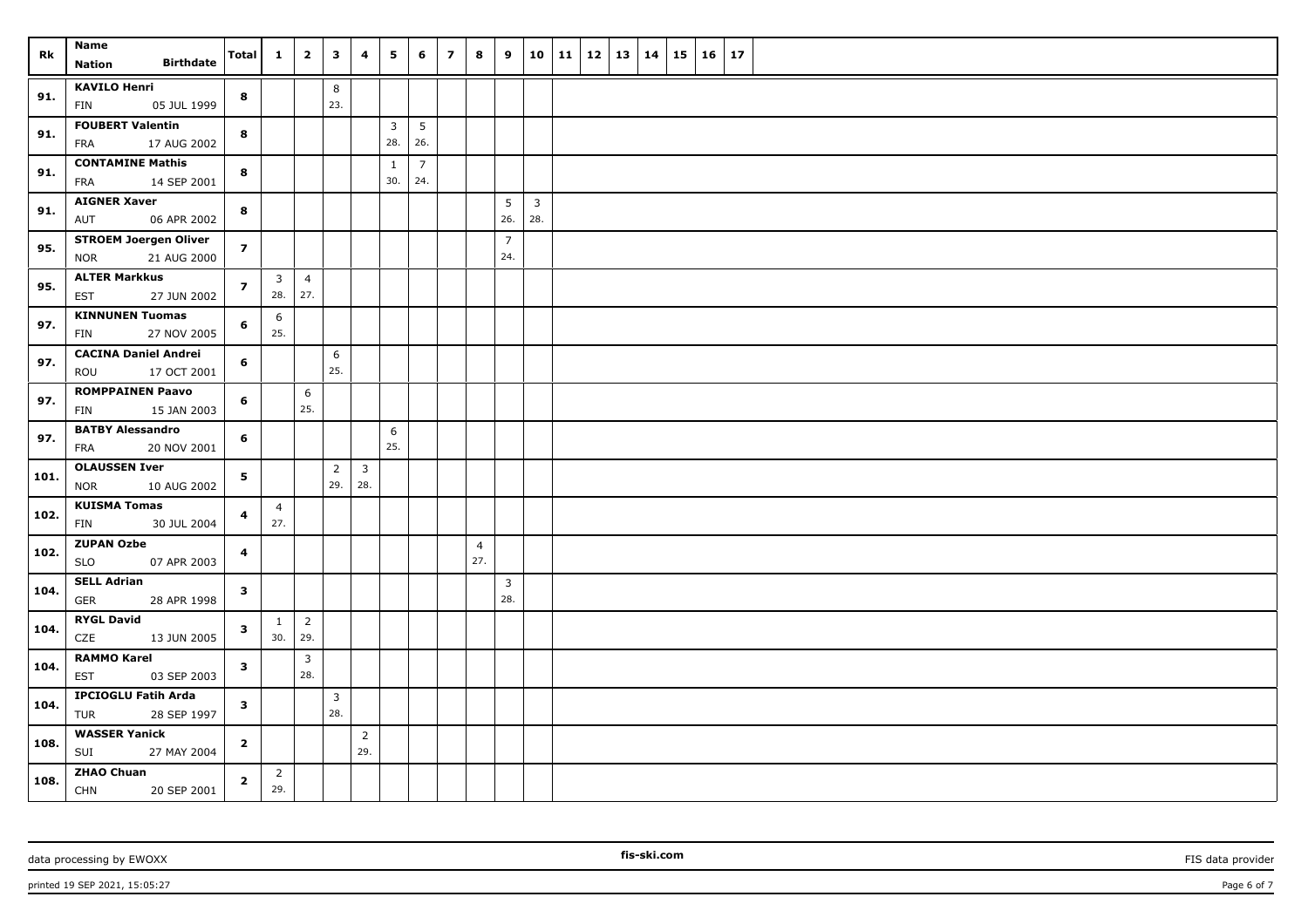| Rk | Name / Nation | Birthdate | Total | 1 | 2 | 3 | 4 | 5 | 6 | 7 | 8 | 9 | 10 | 11 | 12 | 13 | 14 | 15 | 16 | 17 |
|---|---|---|---|---|---|---|---|---|---|---|---|---|---|---|---|---|---|---|---|---|
| 91. | KAVILO Henri FIN | 05 JUL 1999 | 8 | | | 8 23. | | | | | | | | | | | | | | |
| 91. | FOUBERT Valentin FRA | 17 AUG 2002 | 8 | | | | | 3 28. | 5 26. | | | | | | | | | | | |
| 91. | CONTAMINE Mathis FRA | 14 SEP 2001 | 8 | | | | | 1 30. | 7 24. | | | | | | | | | | | |
| 91. | AIGNER Xaver AUT | 06 APR 2002 | 8 | | | | | | | | | 5 26. | 3 28. | | | | | | | |
| 95. | STROEM Joergen Oliver NOR | 21 AUG 2000 | 7 | | | | | | | | | 7 24. | | | | | | | | |
| 95. | ALTER Markkus EST | 27 JUN 2002 | 7 | 3 28. | 4 27. | | | | | | | | | | | | | | | |
| 97. | KINNUNEN Tuomas FIN | 27 NOV 2005 | 6 | 6 25. | | | | | | | | | | | | | | | | |
| 97. | CACINA Daniel Andrei ROU | 17 OCT 2001 | 6 | | | 6 25. | | | | | | | | | | | | | | |
| 97. | ROMPPAINEN Paavo FIN | 15 JAN 2003 | 6 | | 6 25. | | | | | | | | | | | | | | | |
| 97. | BATBY Alessandro FRA | 20 NOV 2001 | 6 | | | | | 6 25. | | | | | | | | | | | | |
| 101. | OLAUSSEN Iver NOR | 10 AUG 2002 | 5 | | | 2 29. | 3 28. | | | | | | | | | | | | | |
| 102. | KUISMA Tomas FIN | 30 JUL 2004 | 4 | 4 27. | | | | | | | | | | | | | | | | |
| 102. | ZUPAN Ozbe SLO | 07 APR 2003 | 4 | | | | | | | | 4 27. | | | | | | | | | |
| 104. | SELL Adrian GER | 28 APR 1998 | 3 | | | | | | | | | 3 28. | | | | | | | | |
| 104. | RYGL David CZE | 13 JUN 2005 | 3 | 1 30. | 2 29. | | | | | | | | | | | | | | | |
| 104. | RAMMO Karel EST | 03 SEP 2003 | 3 | | 3 28. | | | | | | | | | | | | | | | |
| 104. | IPCIOGLU Fatih Arda TUR | 28 SEP 1997 | 3 | | | 3 28. | | | | | | | | | | | | | | |
| 108. | WASSER Yanick SUI | 27 MAY 2004 | 2 | | | | 2 29. | | | | | | | | | | | | | |
| 108. | ZHAO Chuan CHN | 20 SEP 2001 | 2 | 2 29. | | | | | | | | | | | | | | | | |

data processing by EWOXX | fis-ski.com | FIS data provider

printed 19 SEP 2021, 15:05:27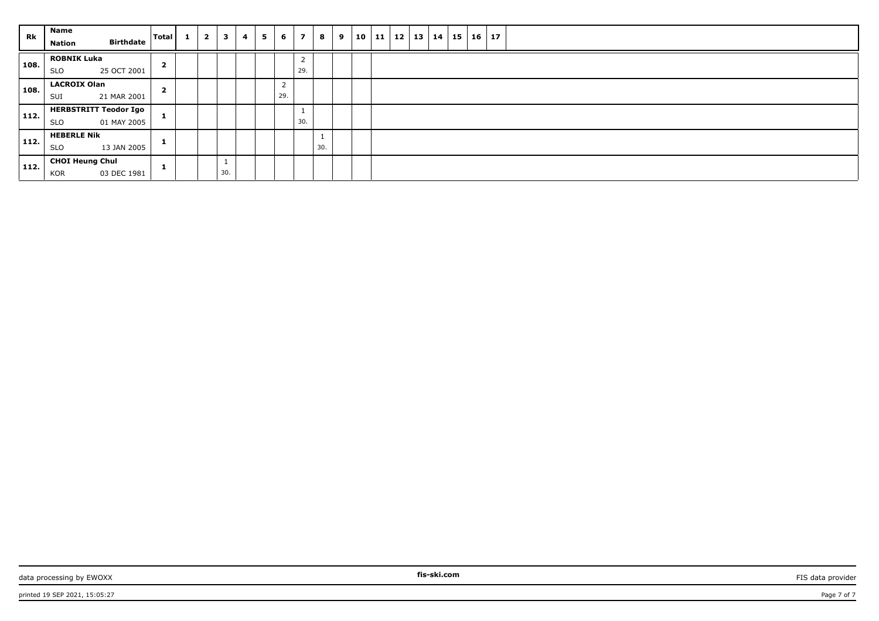| Rk | Name<br>Nation Birthdate | Total | 1 | 2 | 3 | 4 | 5 | 6 | 7 | 8 | 9 | 10 | 11 | 12 | 13 | 14 | 15 | 16 | 17 |
|---|---|---|---|---|---|---|---|---|---|---|---|---|---|---|---|---|---|---|---|
| 108. | ROBNIK Luka<br>SLO 25 OCT 2001 | 2 | | | | | | | 2<br>29. | | | | | | | | | | |
| 108. | LACROIX Olan<br>SUI 21 MAR 2001 | 2 | | | | | | 2<br>29. | | | | | | | | | | | |
| 112. | HERBSTRITT Teodor Igo<br>SLO 01 MAY 2005 | 1 | | | | | | | 1<br>30. | | | | | | | | | | |
| 112. | HEBERLE Nik<br>SLO 13 JAN 2005 | 1 | | | | | | | | 1<br>30. | | | | | | | | | |
| 112. | CHOI Heung Chul<br>KOR 03 DEC 1981 | 1 | | | 1<br>30. | | | | | | | | | | | | | | |

data processing by EWOXX fis-ski.com FIS data provider

printed 19 SEP 2021, 15:05:27